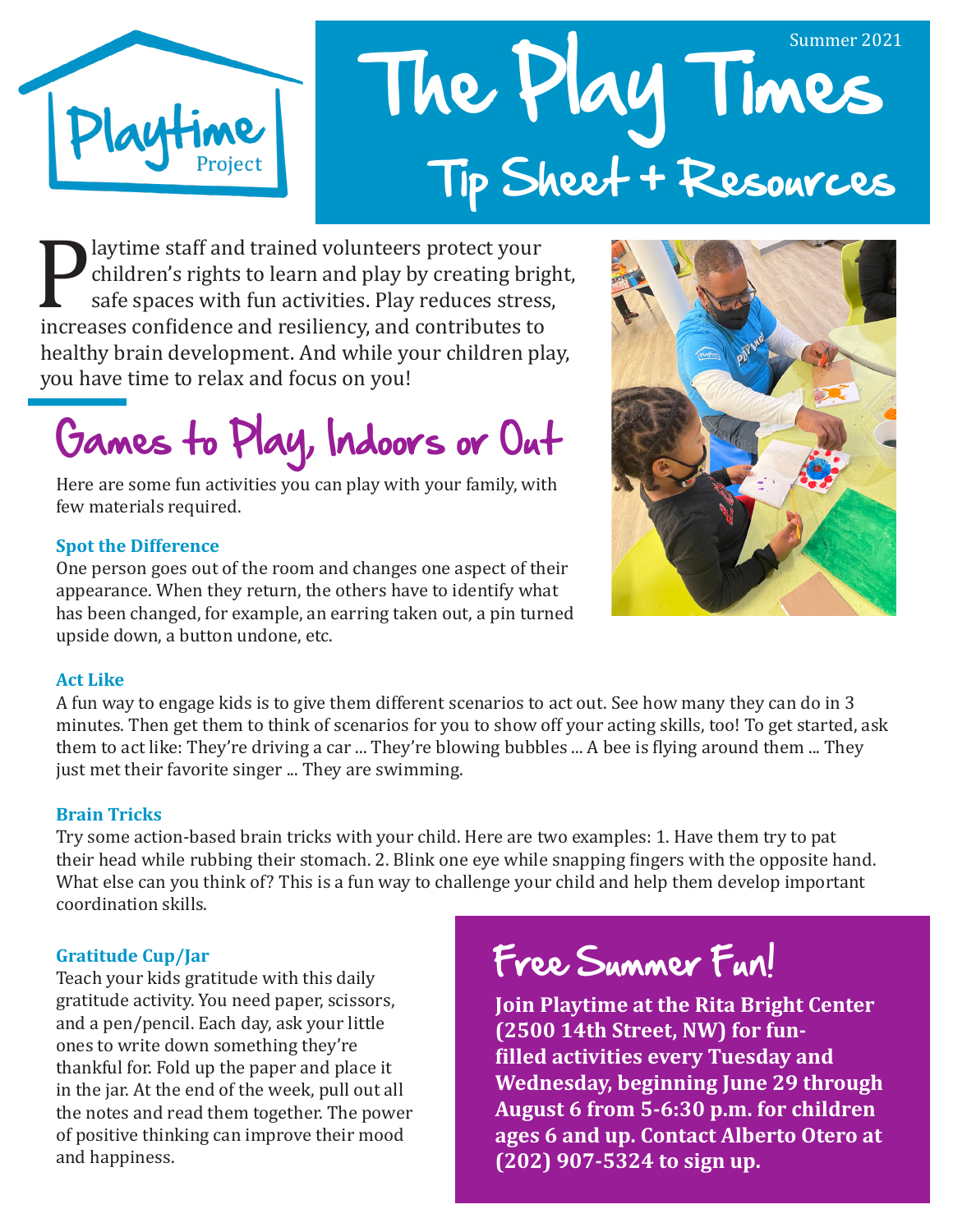Playtime Project

Summer 2021

# The Play Times

## Tip Sheet + Resources

Playtime staff and trained volunteers protect your children's rights to learn and play by creating bright, safe spaces with fun activities. Play reduces stress, increases confidence and resiliency, and contributes to healthy brain development. And while your children play, you have time to relax and focus on you!

## Games to Play, Indoors or Out

Here are some fun activities you can play with your family, with few materials required.

### Spot the Difference

One person goes out of the room and changes one aspect of their appearance. When they return, the others have to identify what has been changed, for example, an earring taken out, a pin turned upside down, a button undone, etc.

### Act Like

A fun way to engage kids is to give them different scenarios to act out. See how many they can do in 3 minutes. Then get them to think of scenarios for you to show off your acting skills, too! To get started, ask them to act like: They're driving a car ... They're blowing bubbles ... A bee is flying around them ... They just met their favorite singer ... They are swimming.

### Brain Tricks

Try some action-based brain tricks with your child. Here are two examples: 1. Have them try to pat their head while rubbing their stomach. 2. Blink one eye while snapping fingers with the opposite hand. What else can you think of? This is a fun way to challenge your child and help them develop important coordination skills.

### Gratitude Cup/Jar

Teach your kids gratitude with this daily gratitude activity. You need paper, scissors, and a pen/pencil. Each day, ask your little ones to write down something they're thankful for. Fold up the paper and place it in the jar. At the end of the week, pull out all the notes and read them together. The power of positive thinking can improve their mood and happiness.

## Free Summer Fun!

**Join Playtime at the Rita Bright Center (2500 14th Street, NW) for fun-filled activities every Tuesday and Wednesday, beginning June 29 through August 6 from 5-6:30 p.m. for children ages 6 and up. Contact Alberto Otero at (202) 907-5324 to sign up.**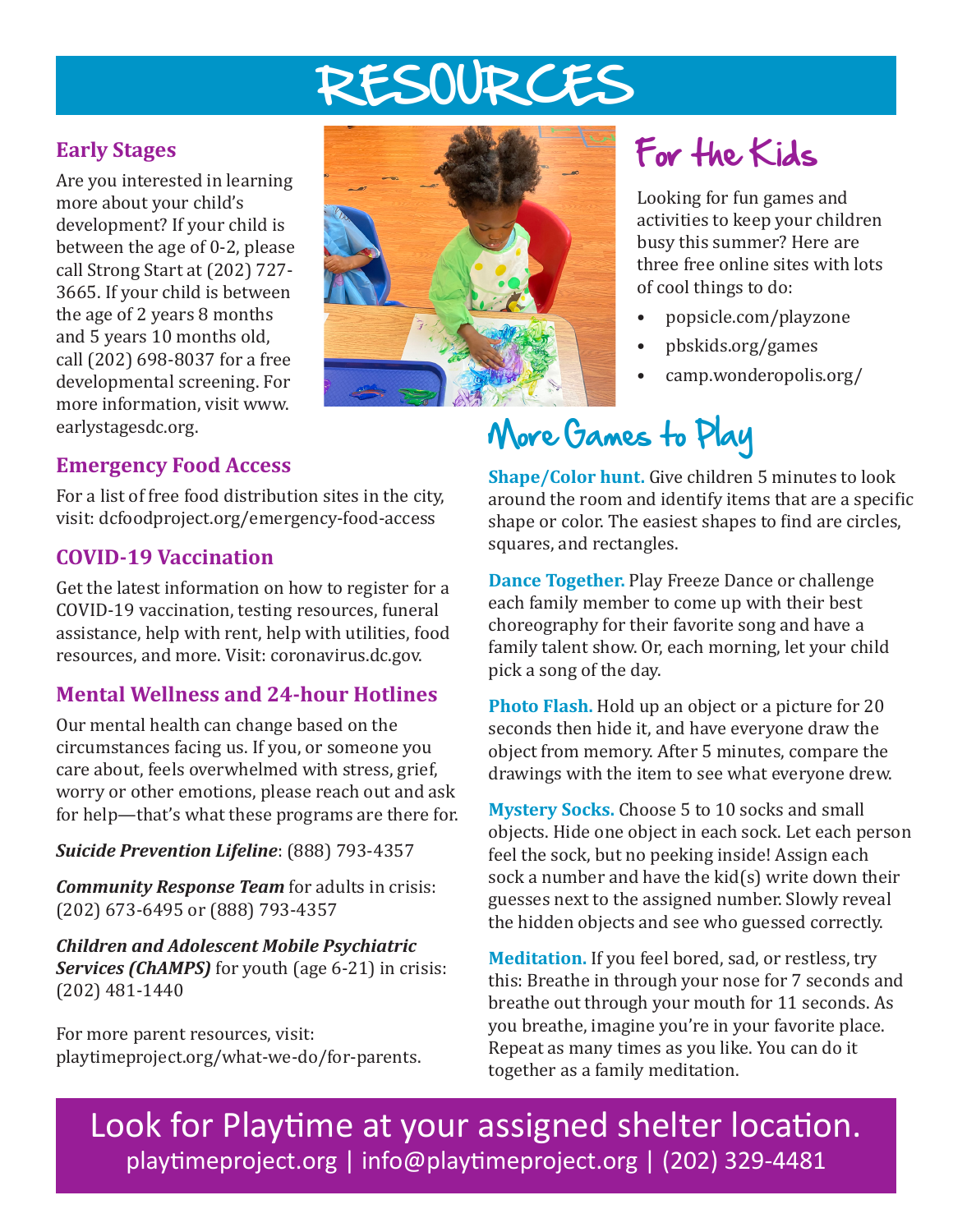# RESOURCES

## Early Stages

Are you interested in learning more about your child's development? If your child is between the age of 0-2, please call Strong Start at (202) 727-3665. If your child is between the age of 2 years 8 months and 5 years 10 months old, call (202) 698-8037 for a free developmental screening. For more information, visit www.earlystagesdc.org.

## Emergency Food Access

For a list of free food distribution sites in the city, visit: dcfoodproject.org/emergency-food-access

## COVID-19 Vaccination

Get the latest information on how to register for a COVID-19 vaccination, testing resources, funeral assistance, help with rent, help with utilities, food resources, and more. Visit: coronavirus.dc.gov.

## Mental Wellness and 24-hour Hotlines

Our mental health can change based on the circumstances facing us. If you, or someone you care about, feels overwhelmed with stress, grief, worry or other emotions, please reach out and ask for help—that's what these programs are there for.

***Suicide Prevention Lifeline***: (888) 793-4357

***Community Response Team*** for adults in crisis: (202) 673-6495 or (888) 793-4357

***Children and Adolescent Mobile Psychiatric Services (ChAMPS)*** for youth (age 6-21) in crisis: (202) 481-1440

For more parent resources, visit: playtimeproject.org/what-we-do/for-parents.

## For the Kids

Looking for fun games and activities to keep your children busy this summer? Here are three free online sites with lots of cool things to do:

- popsicle.com/playzone
- pbskids.org/games
- camp.wonderopolis.org/

## More Games to Play

**Shape/Color hunt.** Give children 5 minutes to look around the room and identify items that are a specific shape or color. The easiest shapes to find are circles, squares, and rectangles.

**Dance Together.** Play Freeze Dance or challenge each family member to come up with their best choreography for their favorite song and have a family talent show. Or, each morning, let your child pick a song of the day.

**Photo Flash.** Hold up an object or a picture for 20 seconds then hide it, and have everyone draw the object from memory. After 5 minutes, compare the drawings with the item to see what everyone drew.

**Mystery Socks.** Choose 5 to 10 socks and small objects. Hide one object in each sock. Let each person feel the sock, but no peeking inside! Assign each sock a number and have the kid(s) write down their guesses next to the assigned number. Slowly reveal the hidden objects and see who guessed correctly.

**Meditation.** If you feel bored, sad, or restless, try this: Breathe in through your nose for 7 seconds and breathe out through your mouth for 11 seconds. As you breathe, imagine you're in your favorite place. Repeat as many times as you like. You can do it together as a family meditation.

Look for Playtime at your assigned shelter location.

playtimeproject.org | info@playtimeproject.org | (202) 329-4481